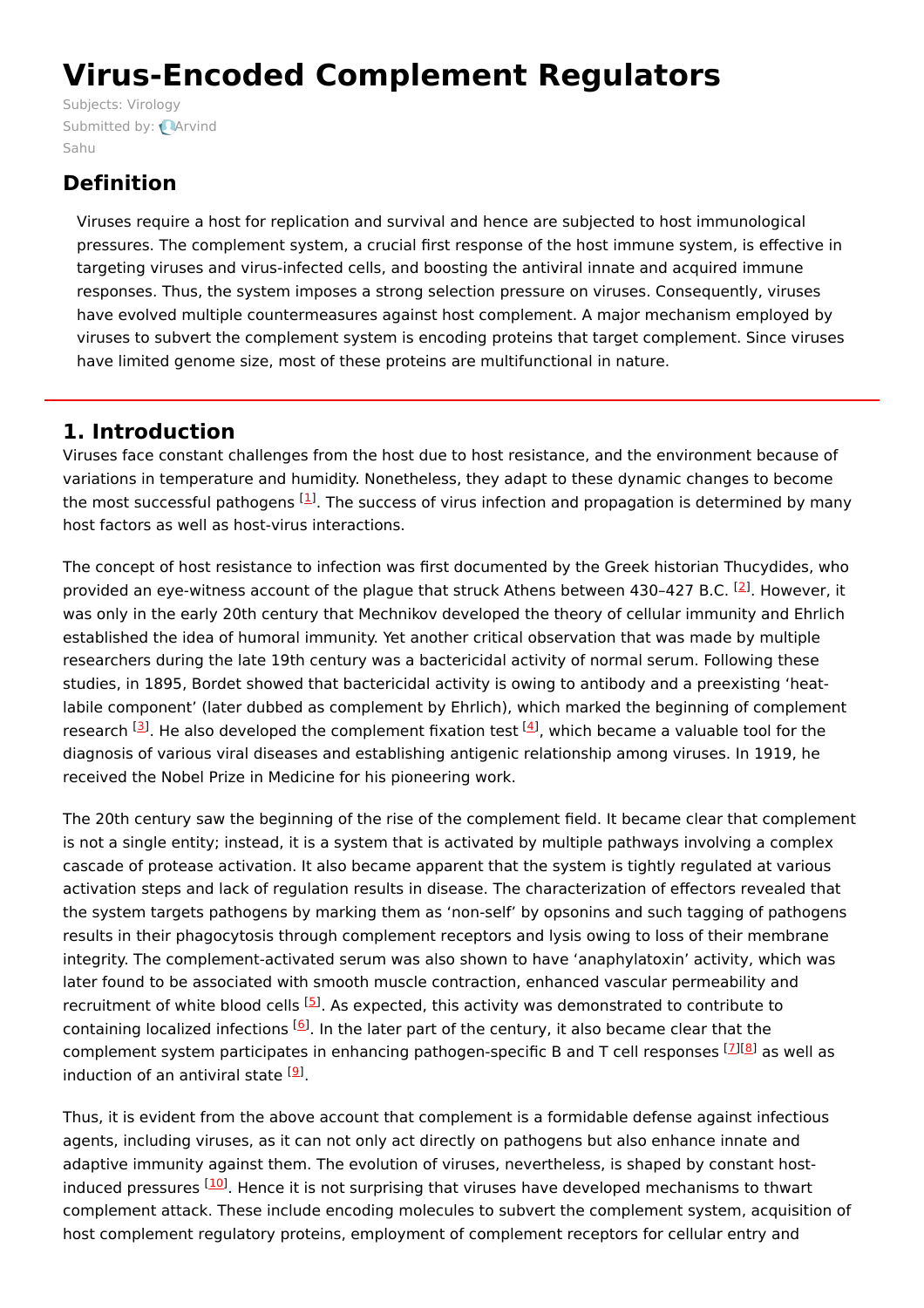# Virus-Encoded Complement Regulators

Subjects: Virology
Submitted by: Arvind Sahu

## Definition

Viruses require a host for replication and survival and hence are subjected to host immunological pressures. The complement system, a crucial first response of the host immune system, is effective in targeting viruses and virus-infected cells, and boosting the antiviral innate and acquired immune responses. Thus, the system imposes a strong selection pressure on viruses. Consequently, viruses have evolved multiple countermeasures against host complement. A major mechanism employed by viruses to subvert the complement system is encoding proteins that target complement. Since viruses have limited genome size, most of these proteins are multifunctional in nature.

## 1. Introduction

Viruses face constant challenges from the host due to host resistance, and the environment because of variations in temperature and humidity. Nonetheless, they adapt to these dynamic changes to become the most successful pathogens [1]. The success of virus infection and propagation is determined by many host factors as well as host-virus interactions.

The concept of host resistance to infection was first documented by the Greek historian Thucydides, who provided an eye-witness account of the plague that struck Athens between 430–427 B.C. [2]. However, it was only in the early 20th century that Mechnikov developed the theory of cellular immunity and Ehrlich established the idea of humoral immunity. Yet another critical observation that was made by multiple researchers during the late 19th century was a bactericidal activity of normal serum. Following these studies, in 1895, Bordet showed that bactericidal activity is owing to antibody and a preexisting 'heat-labile component' (later dubbed as complement by Ehrlich), which marked the beginning of complement research [3]. He also developed the complement fixation test [4], which became a valuable tool for the diagnosis of various viral diseases and establishing antigenic relationship among viruses. In 1919, he received the Nobel Prize in Medicine for his pioneering work.

The 20th century saw the beginning of the rise of the complement field. It became clear that complement is not a single entity; instead, it is a system that is activated by multiple pathways involving a complex cascade of protease activation. It also became apparent that the system is tightly regulated at various activation steps and lack of regulation results in disease. The characterization of effectors revealed that the system targets pathogens by marking them as 'non-self' by opsonins and such tagging of pathogens results in their phagocytosis through complement receptors and lysis owing to loss of their membrane integrity. The complement-activated serum was also shown to have 'anaphylatoxin' activity, which was later found to be associated with smooth muscle contraction, enhanced vascular permeability and recruitment of white blood cells [5]. As expected, this activity was demonstrated to contribute to containing localized infections [6]. In the later part of the century, it also became clear that the complement system participates in enhancing pathogen-specific B and T cell responses [7][8] as well as induction of an antiviral state [9].

Thus, it is evident from the above account that complement is a formidable defense against infectious agents, including viruses, as it can not only act directly on pathogens but also enhance innate and adaptive immunity against them. The evolution of viruses, nevertheless, is shaped by constant host-induced pressures [10]. Hence it is not surprising that viruses have developed mechanisms to thwart complement attack. These include encoding molecules to subvert the complement system, acquisition of host complement regulatory proteins, employment of complement receptors for cellular entry and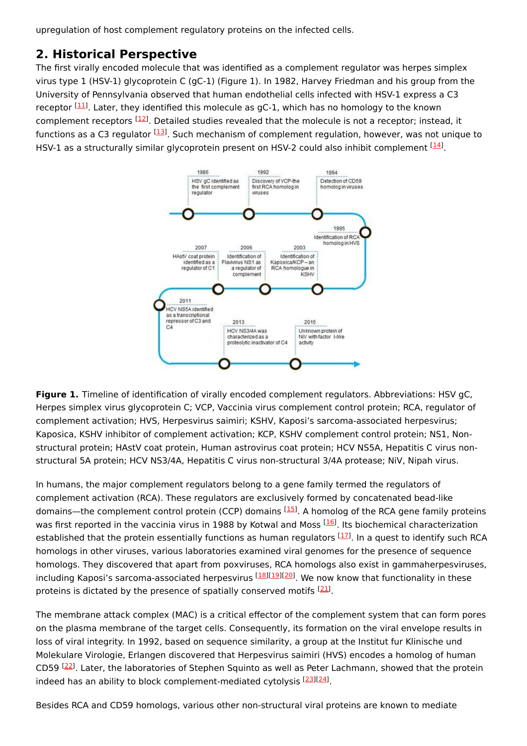upregulation of host complement regulatory proteins on the infected cells.

## 2. Historical Perspective

The first virally encoded molecule that was identified as a complement regulator was herpes simplex virus type 1 (HSV-1) glycoprotein C (gC-1) (Figure 1). In 1982, Harvey Friedman and his group from the University of Pennsylvania observed that human endothelial cells infected with HSV-1 express a C3 receptor [11]. Later, they identified this molecule as gC-1, which has no homology to the known complement receptors [12]. Detailed studies revealed that the molecule is not a receptor; instead, it functions as a C3 regulator [13]. Such mechanism of complement regulation, however, was not unique to HSV-1 as a structurally similar glycoprotein present on HSV-2 could also inhibit complement [14].

**Figure 1.** Timeline of identification of virally encoded complement regulators. Abbreviations: HSV gC, Herpes simplex virus glycoprotein C; VCP, Vaccinia virus complement control protein; RCA, regulator of complement activation; HVS, Herpesvirus saimiri; KSHV, Kaposi's sarcoma-associated herpesvirus; Kaposica, KSHV inhibitor of complement activation; KCP, KSHV complement control protein; NS1, Non-structural protein; HAstV coat protein, Human astrovirus coat protein; HCV NS5A, Hepatitis C virus non-structural 5A protein; HCV NS3/4A, Hepatitis C virus non-structural 3/4A protease; NiV, Nipah virus.

In humans, the major complement regulators belong to a gene family termed the regulators of complement activation (RCA). These regulators are exclusively formed by concatenated bead-like domains—the complement control protein (CCP) domains [15]. A homolog of the RCA gene family proteins was first reported in the vaccinia virus in 1988 by Kotwal and Moss [16]. Its biochemical characterization established that the protein essentially functions as human regulators [17]. In a quest to identify such RCA homologs in other viruses, various laboratories examined viral genomes for the presence of sequence homologs. They discovered that apart from poxviruses, RCA homologs also exist in gammaherpesviruses, including Kaposi's sarcoma-associated herpesvirus [18][19][20]. We now know that functionality in these proteins is dictated by the presence of spatially conserved motifs [21].

The membrane attack complex (MAC) is a critical effector of the complement system that can form pores on the plasma membrane of the target cells. Consequently, its formation on the viral envelope results in loss of viral integrity. In 1992, based on sequence similarity, a group at the Institut fur Klinische und Molekulare Virologie, Erlangen discovered that Herpesvirus saimiri (HVS) encodes a homolog of human CD59 [22]. Later, the laboratories of Stephen Squinto as well as Peter Lachmann, showed that the protein indeed has an ability to block complement-mediated cytolysis [23][24].

Besides RCA and CD59 homologs, various other non-structural viral proteins are known to mediate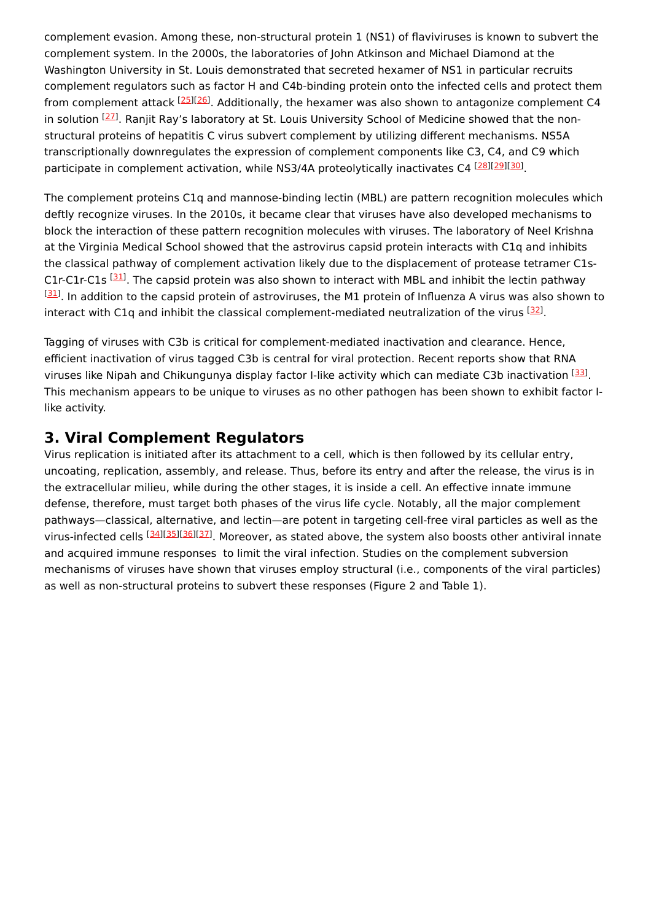complement evasion. Among these, non-structural protein 1 (NS1) of flaviviruses is known to subvert the complement system. In the 2000s, the laboratories of John Atkinson and Michael Diamond at the Washington University in St. Louis demonstrated that secreted hexamer of NS1 in particular recruits complement regulators such as factor H and C4b-binding protein onto the infected cells and protect them from complement attack [25][26]. Additionally, the hexamer was also shown to antagonize complement C4 in solution [27]. Ranjit Ray's laboratory at St. Louis University School of Medicine showed that the non-structural proteins of hepatitis C virus subvert complement by utilizing different mechanisms. NS5A transcriptionally downregulates the expression of complement components like C3, C4, and C9 which participate in complement activation, while NS3/4A proteolytically inactivates C4 [28][29][30].

The complement proteins C1q and mannose-binding lectin (MBL) are pattern recognition molecules which deftly recognize viruses. In the 2010s, it became clear that viruses have also developed mechanisms to block the interaction of these pattern recognition molecules with viruses. The laboratory of Neel Krishna at the Virginia Medical School showed that the astrovirus capsid protein interacts with C1q and inhibits the classical pathway of complement activation likely due to the displacement of protease tetramer C1s-C1r-C1r-C1s [31]. The capsid protein was also shown to interact with MBL and inhibit the lectin pathway [31]. In addition to the capsid protein of astroviruses, the M1 protein of Influenza A virus was also shown to interact with C1q and inhibit the classical complement-mediated neutralization of the virus [32].

Tagging of viruses with C3b is critical for complement-mediated inactivation and clearance. Hence, efficient inactivation of virus tagged C3b is central for viral protection. Recent reports show that RNA viruses like Nipah and Chikungunya display factor I-like activity which can mediate C3b inactivation [33]. This mechanism appears to be unique to viruses as no other pathogen has been shown to exhibit factor I-like activity.

## 3. Viral Complement Regulators

Virus replication is initiated after its attachment to a cell, which is then followed by its cellular entry, uncoating, replication, assembly, and release. Thus, before its entry and after the release, the virus is in the extracellular milieu, while during the other stages, it is inside a cell. An effective innate immune defense, therefore, must target both phases of the virus life cycle. Notably, all the major complement pathways—classical, alternative, and lectin—are potent in targeting cell-free viral particles as well as the virus-infected cells [34][35][36][37]. Moreover, as stated above, the system also boosts other antiviral innate and acquired immune responses to limit the viral infection. Studies on the complement subversion mechanisms of viruses have shown that viruses employ structural (i.e., components of the viral particles) as well as non-structural proteins to subvert these responses (Figure 2 and Table 1).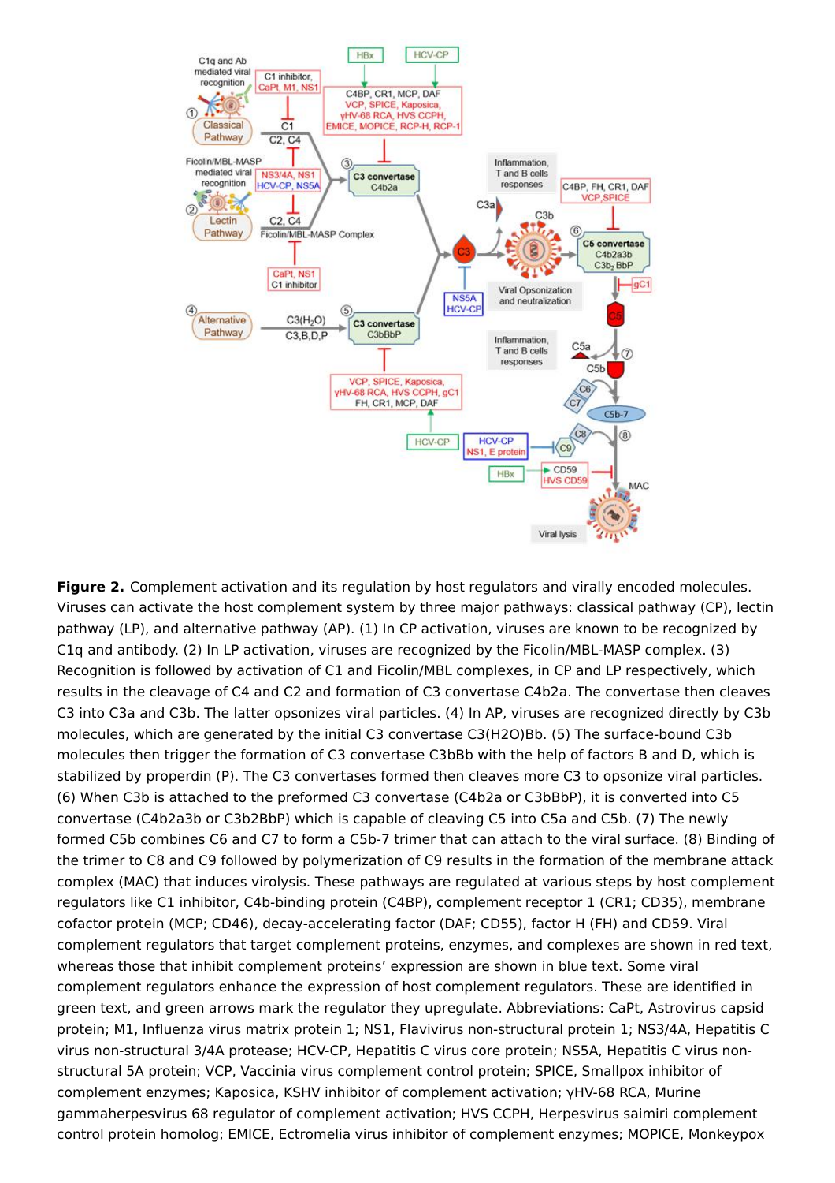**Figure 2.** Complement activation and its regulation by host regulators and virally encoded molecules. Viruses can activate the host complement system by three major pathways: classical pathway (CP), lectin pathway (LP), and alternative pathway (AP). (1) In CP activation, viruses are known to be recognized by C1q and antibody. (2) In LP activation, viruses are recognized by the Ficolin/MBL-MASP complex. (3) Recognition is followed by activation of C1 and Ficolin/MBL complexes, in CP and LP respectively, which results in the cleavage of C4 and C2 and formation of C3 convertase C4b2a. The convertase then cleaves C3 into C3a and C3b. The latter opsonizes viral particles. (4) In AP, viruses are recognized directly by C3b molecules, which are generated by the initial C3 convertase C3(H2O)Bb. (5) The surface-bound C3b molecules then trigger the formation of C3 convertase C3bBb with the help of factors B and D, which is stabilized by properdin (P). The C3 convertases formed then cleaves more C3 to opsonize viral particles. (6) When C3b is attached to the preformed C3 convertase (C4b2a or C3bBbP), it is converted into C5 convertase (C4b2a3b or C3b2BbP) which is capable of cleaving C5 into C5a and C5b. (7) The newly formed C5b combines C6 and C7 to form a C5b-7 trimer that can attach to the viral surface. (8) Binding of the trimer to C8 and C9 followed by polymerization of C9 results in the formation of the membrane attack complex (MAC) that induces virolysis. These pathways are regulated at various steps by host complement regulators like C1 inhibitor, C4b-binding protein (C4BP), complement receptor 1 (CR1; CD35), membrane cofactor protein (MCP; CD46), decay-accelerating factor (DAF; CD55), factor H (FH) and CD59. Viral complement regulators that target complement proteins, enzymes, and complexes are shown in red text, whereas those that inhibit complement proteins' expression are shown in blue text. Some viral complement regulators enhance the expression of host complement regulators. These are identified in green text, and green arrows mark the regulator they upregulate. Abbreviations: CaPt, Astrovirus capsid protein; M1, Influenza virus matrix protein 1; NS1, Flavivirus non-structural protein 1; NS3/4A, Hepatitis C virus non-structural 3/4A protease; HCV-CP, Hepatitis C virus core protein; NS5A, Hepatitis C virus non-structural 5A protein; VCP, Vaccinia virus complement control protein; SPICE, Smallpox inhibitor of complement enzymes; Kaposica, KSHV inhibitor of complement activation; γHV-68 RCA, Murine gammaherpesvirus 68 regulator of complement activation; HVS CCPH, Herpesvirus saimiri complement control protein homolog; EMICE, Ectromelia virus inhibitor of complement enzymes; MOPICE, Monkeypox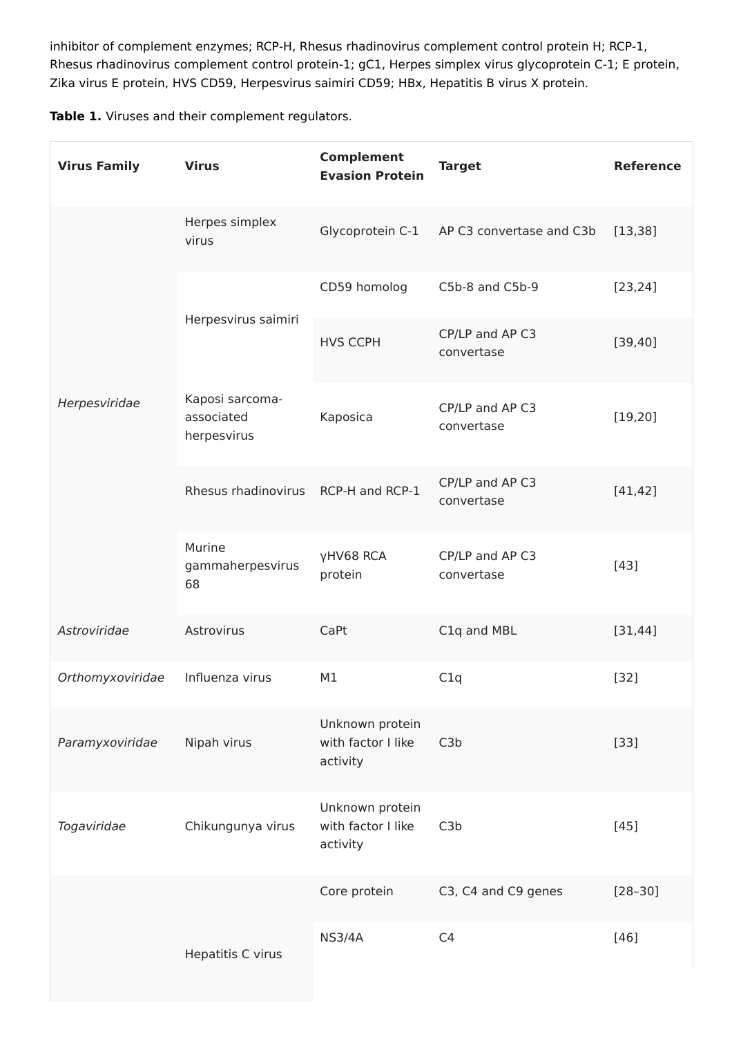inhibitor of complement enzymes; RCP-H, Rhesus rhadinovirus complement control protein H; RCP-1, Rhesus rhadinovirus complement control protein-1; gC1, Herpes simplex virus glycoprotein C-1; E protein, Zika virus E protein, HVS CD59, Herpesvirus saimiri CD59; HBx, Hepatitis B virus X protein.

**Table 1.** Viruses and their complement regulators.

| Virus Family | Virus | Complement Evasion Protein | Target | Reference |
| --- | --- | --- | --- | --- |
| *Herpesviridae* | Herpes simplex virus | Glycoprotein C-1 | AP C3 convertase and C3b | [13,38] |
| | Herpesvirus saimiri | CD59 homolog | C5b-8 and C5b-9 | [23,24] |
| | | HVS CCPH | CP/LP and AP C3 convertase | [39,40] |
| | Kaposi sarcoma-associated herpesvirus | Kaposica | CP/LP and AP C3 convertase | [19,20] |
| | Rhesus rhadinovirus | RCP-H and RCP-1 | CP/LP and AP C3 convertase | [41,42] |
| | Murine gammaherpesvirus 68 | γHV68 RCA protein | CP/LP and AP C3 convertase | [43] |
| *Astroviridae* | Astrovirus | CaPt | C1q and MBL | [31,44] |
| *Orthomyxoviridae* | Influenza virus | M1 | C1q | [32] |
| *Paramyxoviridae* | Nipah virus | Unknown protein with factor I like activity | C3b | [33] |
| *Togaviridae* | Chikungunya virus | Unknown protein with factor I like activity | C3b | [45] |
| | Hepatitis C virus | Core protein | C3, C4 and C9 genes | [28–30] |
| | | NS3/4A | C4 | [46] |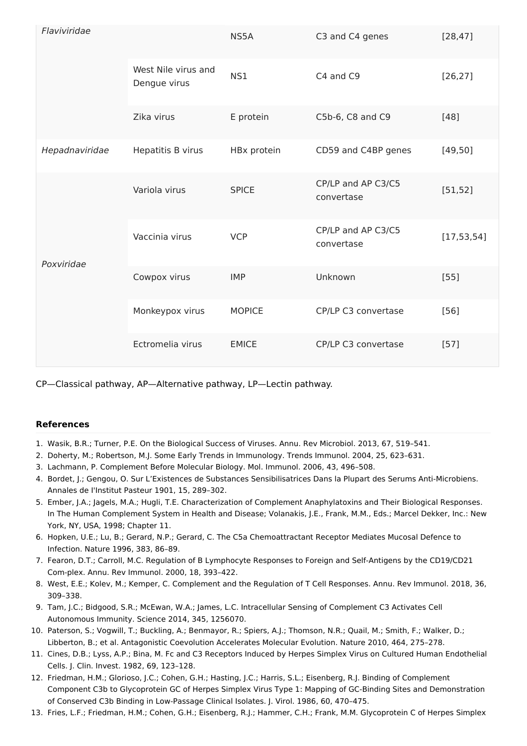| | | | | |
|---|---|---|---|---|
| *Flaviviridae* | | NS5A | C3 and C4 genes | [28,47] |
| | West Nile virus and Dengue virus | NS1 | C4 and C9 | [26,27] |
| | Zika virus | E protein | C5b-6, C8 and C9 | [48] |
| *Hepadnaviridae* | Hepatitis B virus | HBx protein | CD59 and C4BP genes | [49,50] |
| *Poxviridae* | Variola virus | SPICE | CP/LP and AP C3/C5 convertase | [51,52] |
| | Vaccinia virus | VCP | CP/LP and AP C3/C5 convertase | [17,53,54] |
| | Cowpox virus | IMP | Unknown | [55] |
| | Monkeypox virus | MOPICE | CP/LP C3 convertase | [56] |
| | Ectromelia virus | EMICE | CP/LP C3 convertase | [57] |

CP—Classical pathway, AP—Alternative pathway, LP—Lectin pathway.

**References**

1. Wasik, B.R.; Turner, P.E. On the Biological Success of Viruses. Annu. Rev Microbiol. 2013, 67, 519–541.
2. Doherty, M.; Robertson, M.J. Some Early Trends in Immunology. Trends Immunol. 2004, 25, 623–631.
3. Lachmann, P. Complement Before Molecular Biology. Mol. Immunol. 2006, 43, 496–508.
4. Bordet, J.; Gengou, O. Sur L'Existences de Substances Sensibilisatrices Dans la Plupart des Serums Anti-Microbiens. Annales de l'Institut Pasteur 1901, 15, 289–302.
5. Ember, J.A.; Jagels, M.A.; Hugli, T.E. Characterization of Complement Anaphylatoxins and Their Biological Responses. In The Human Complement System in Health and Disease; Volanakis, J.E., Frank, M.M., Eds.; Marcel Dekker, Inc.: New York, NY, USA, 1998; Chapter 11.
6. Hopken, U.E.; Lu, B.; Gerard, N.P.; Gerard, C. The C5a Chemoattractant Receptor Mediates Mucosal Defence to Infection. Nature 1996, 383, 86–89.
7. Fearon, D.T.; Carroll, M.C. Regulation of B Lymphocyte Responses to Foreign and Self-Antigens by the CD19/CD21 Com-plex. Annu. Rev Immunol. 2000, 18, 393–422.
8. West, E.E.; Kolev, M.; Kemper, C. Complement and the Regulation of T Cell Responses. Annu. Rev Immunol. 2018, 36, 309–338.
9. Tam, J.C.; Bidgood, S.R.; McEwan, W.A.; James, L.C. Intracellular Sensing of Complement C3 Activates Cell Autonomous Immunity. Science 2014, 345, 1256070.
10. Paterson, S.; Vogwill, T.; Buckling, A.; Benmayor, R.; Spiers, A.J.; Thomson, N.R.; Quail, M.; Smith, F.; Walker, D.; Libberton, B.; et al. Antagonistic Coevolution Accelerates Molecular Evolution. Nature 2010, 464, 275–278.
11. Cines, D.B.; Lyss, A.P.; Bina, M. Fc and C3 Receptors Induced by Herpes Simplex Virus on Cultured Human Endothelial Cells. J. Clin. Invest. 1982, 69, 123–128.
12. Friedman, H.M.; Glorioso, J.C.; Cohen, G.H.; Hasting, J.C.; Harris, S.L.; Eisenberg, R.J. Binding of Complement Component C3b to Glycoprotein GC of Herpes Simplex Virus Type 1: Mapping of GC-Binding Sites and Demonstration of Conserved C3b Binding in Low-Passage Clinical Isolates. J. Virol. 1986, 60, 470–475.
13. Fries, L.F.; Friedman, H.M.; Cohen, G.H.; Eisenberg, R.J.; Hammer, C.H.; Frank, M.M. Glycoprotein C of Herpes Simplex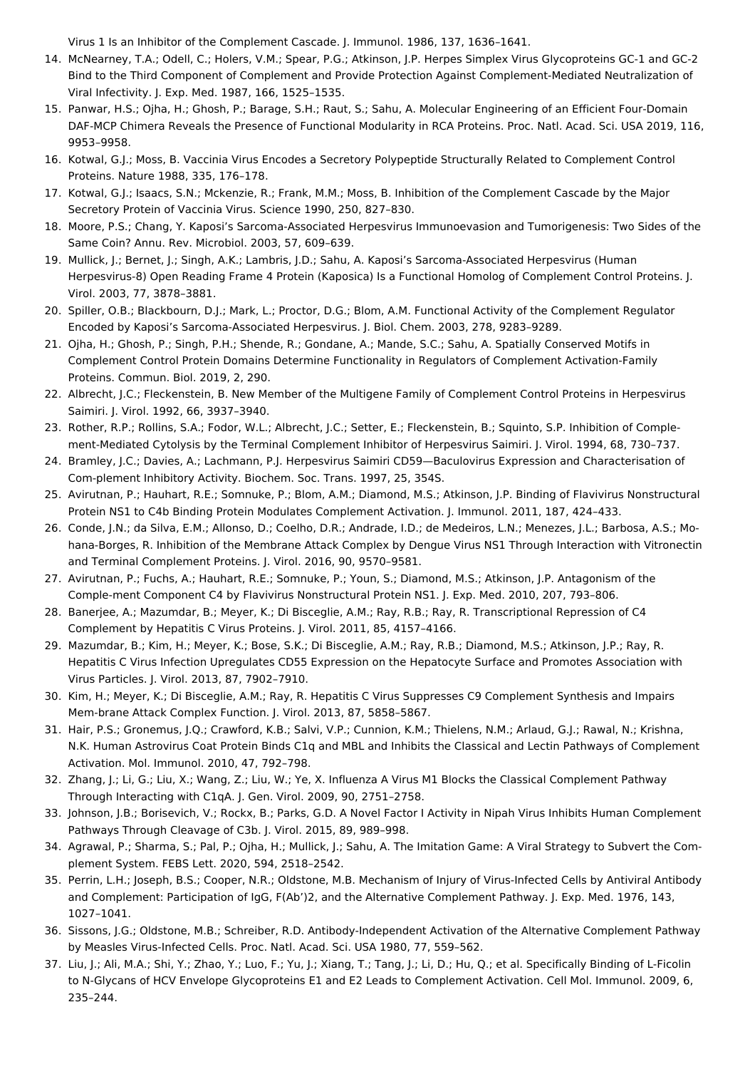Virus 1 Is an Inhibitor of the Complement Cascade. J. Immunol. 1986, 137, 1636–1641.

14. McNearney, T.A.; Odell, C.; Holers, V.M.; Spear, P.G.; Atkinson, J.P. Herpes Simplex Virus Glycoproteins GC-1 and GC-2 Bind to the Third Component of Complement and Provide Protection Against Complement-Mediated Neutralization of Viral Infectivity. J. Exp. Med. 1987, 166, 1525–1535.
15. Panwar, H.S.; Ojha, H.; Ghosh, P.; Barage, S.H.; Raut, S.; Sahu, A. Molecular Engineering of an Efficient Four-Domain DAF-MCP Chimera Reveals the Presence of Functional Modularity in RCA Proteins. Proc. Natl. Acad. Sci. USA 2019, 116, 9953–9958.
16. Kotwal, G.J.; Moss, B. Vaccinia Virus Encodes a Secretory Polypeptide Structurally Related to Complement Control Proteins. Nature 1988, 335, 176–178.
17. Kotwal, G.J.; Isaacs, S.N.; Mckenzie, R.; Frank, M.M.; Moss, B. Inhibition of the Complement Cascade by the Major Secretory Protein of Vaccinia Virus. Science 1990, 250, 827–830.
18. Moore, P.S.; Chang, Y. Kaposi's Sarcoma-Associated Herpesvirus Immunoevasion and Tumorigenesis: Two Sides of the Same Coin? Annu. Rev. Microbiol. 2003, 57, 609–639.
19. Mullick, J.; Bernet, J.; Singh, A.K.; Lambris, J.D.; Sahu, A. Kaposi's Sarcoma-Associated Herpesvirus (Human Herpesvirus-8) Open Reading Frame 4 Protein (Kaposica) Is a Functional Homolog of Complement Control Proteins. J. Virol. 2003, 77, 3878–3881.
20. Spiller, O.B.; Blackbourn, D.J.; Mark, L.; Proctor, D.G.; Blom, A.M. Functional Activity of the Complement Regulator Encoded by Kaposi's Sarcoma-Associated Herpesvirus. J. Biol. Chem. 2003, 278, 9283–9289.
21. Ojha, H.; Ghosh, P.; Singh, P.H.; Shende, R.; Gondane, A.; Mande, S.C.; Sahu, A. Spatially Conserved Motifs in Complement Control Protein Domains Determine Functionality in Regulators of Complement Activation-Family Proteins. Commun. Biol. 2019, 2, 290.
22. Albrecht, J.C.; Fleckenstein, B. New Member of the Multigene Family of Complement Control Proteins in Herpesvirus Saimiri. J. Virol. 1992, 66, 3937–3940.
23. Rother, R.P.; Rollins, S.A.; Fodor, W.L.; Albrecht, J.C.; Setter, E.; Fleckenstein, B.; Squinto, S.P. Inhibition of Complement-Mediated Cytolysis by the Terminal Complement Inhibitor of Herpesvirus Saimiri. J. Virol. 1994, 68, 730–737.
24. Bramley, J.C.; Davies, A.; Lachmann, P.J. Herpesvirus Saimiri CD59—Baculovirus Expression and Characterisation of Com-plement Inhibitory Activity. Biochem. Soc. Trans. 1997, 25, 354S.
25. Avirutnan, P.; Hauhart, R.E.; Somnuke, P.; Blom, A.M.; Diamond, M.S.; Atkinson, J.P. Binding of Flavivirus Nonstructural Protein NS1 to C4b Binding Protein Modulates Complement Activation. J. Immunol. 2011, 187, 424–433.
26. Conde, J.N.; da Silva, E.M.; Allonso, D.; Coelho, D.R.; Andrade, I.D.; de Medeiros, L.N.; Menezes, J.L.; Barbosa, A.S.; Mohana-Borges, R. Inhibition of the Membrane Attack Complex by Dengue Virus NS1 Through Interaction with Vitronectin and Terminal Complement Proteins. J. Virol. 2016, 90, 9570–9581.
27. Avirutnan, P.; Fuchs, A.; Hauhart, R.E.; Somnuke, P.; Youn, S.; Diamond, M.S.; Atkinson, J.P. Antagonism of the Comple-ment Component C4 by Flavivirus Nonstructural Protein NS1. J. Exp. Med. 2010, 207, 793–806.
28. Banerjee, A.; Mazumdar, B.; Meyer, K.; Di Bisceglie, A.M.; Ray, R.B.; Ray, R. Transcriptional Repression of C4 Complement by Hepatitis C Virus Proteins. J. Virol. 2011, 85, 4157–4166.
29. Mazumdar, B.; Kim, H.; Meyer, K.; Bose, S.K.; Di Bisceglie, A.M.; Ray, R.B.; Diamond, M.S.; Atkinson, J.P.; Ray, R. Hepatitis C Virus Infection Upregulates CD55 Expression on the Hepatocyte Surface and Promotes Association with Virus Particles. J. Virol. 2013, 87, 7902–7910.
30. Kim, H.; Meyer, K.; Di Bisceglie, A.M.; Ray, R. Hepatitis C Virus Suppresses C9 Complement Synthesis and Impairs Mem-brane Attack Complex Function. J. Virol. 2013, 87, 5858–5867.
31. Hair, P.S.; Gronemus, J.Q.; Crawford, K.B.; Salvi, V.P.; Cunnion, K.M.; Thielens, N.M.; Arlaud, G.J.; Rawal, N.; Krishna, N.K. Human Astrovirus Coat Protein Binds C1q and MBL and Inhibits the Classical and Lectin Pathways of Complement Activation. Mol. Immunol. 2010, 47, 792–798.
32. Zhang, J.; Li, G.; Liu, X.; Wang, Z.; Liu, W.; Ye, X. Influenza A Virus M1 Blocks the Classical Complement Pathway Through Interacting with C1qA. J. Gen. Virol. 2009, 90, 2751–2758.
33. Johnson, J.B.; Borisevich, V.; Rockx, B.; Parks, G.D. A Novel Factor I Activity in Nipah Virus Inhibits Human Complement Pathways Through Cleavage of C3b. J. Virol. 2015, 89, 989–998.
34. Agrawal, P.; Sharma, S.; Pal, P.; Ojha, H.; Mullick, J.; Sahu, A. The Imitation Game: A Viral Strategy to Subvert the Complement System. FEBS Lett. 2020, 594, 2518–2542.
35. Perrin, L.H.; Joseph, B.S.; Cooper, N.R.; Oldstone, M.B. Mechanism of Injury of Virus-Infected Cells by Antiviral Antibody and Complement: Participation of IgG, F(Ab')2, and the Alternative Complement Pathway. J. Exp. Med. 1976, 143, 1027–1041.
36. Sissons, J.G.; Oldstone, M.B.; Schreiber, R.D. Antibody-Independent Activation of the Alternative Complement Pathway by Measles Virus-Infected Cells. Proc. Natl. Acad. Sci. USA 1980, 77, 559–562.
37. Liu, J.; Ali, M.A.; Shi, Y.; Zhao, Y.; Luo, F.; Yu, J.; Xiang, T.; Tang, J.; Li, D.; Hu, Q.; et al. Specifically Binding of L-Ficolin to N-Glycans of HCV Envelope Glycoproteins E1 and E2 Leads to Complement Activation. Cell Mol. Immunol. 2009, 6, 235–244.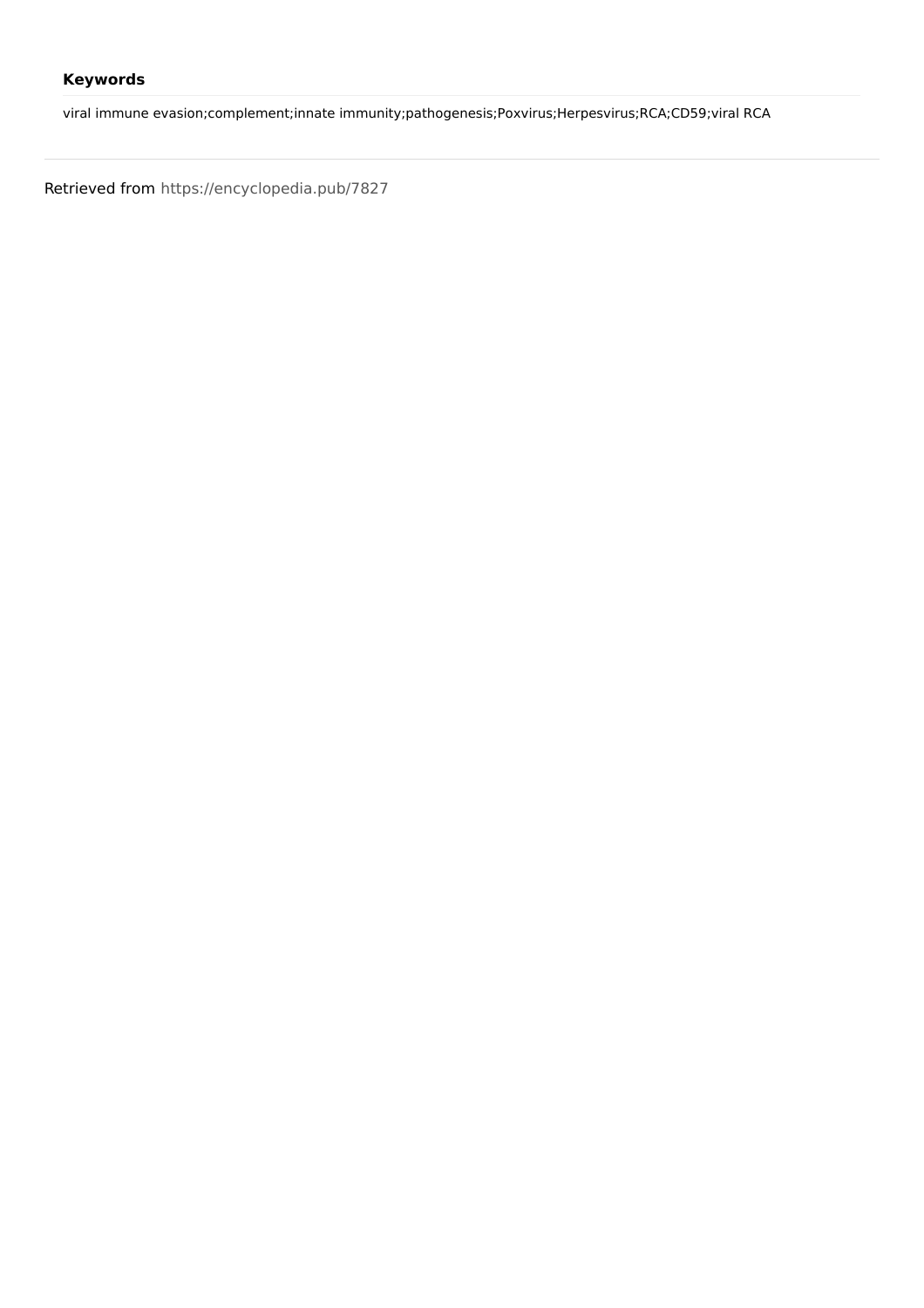**Keywords**

viral immune evasion;complement;innate immunity;pathogenesis;Poxvirus;Herpesvirus;RCA;CD59;viral RCA

Retrieved from https://encyclopedia.pub/7827